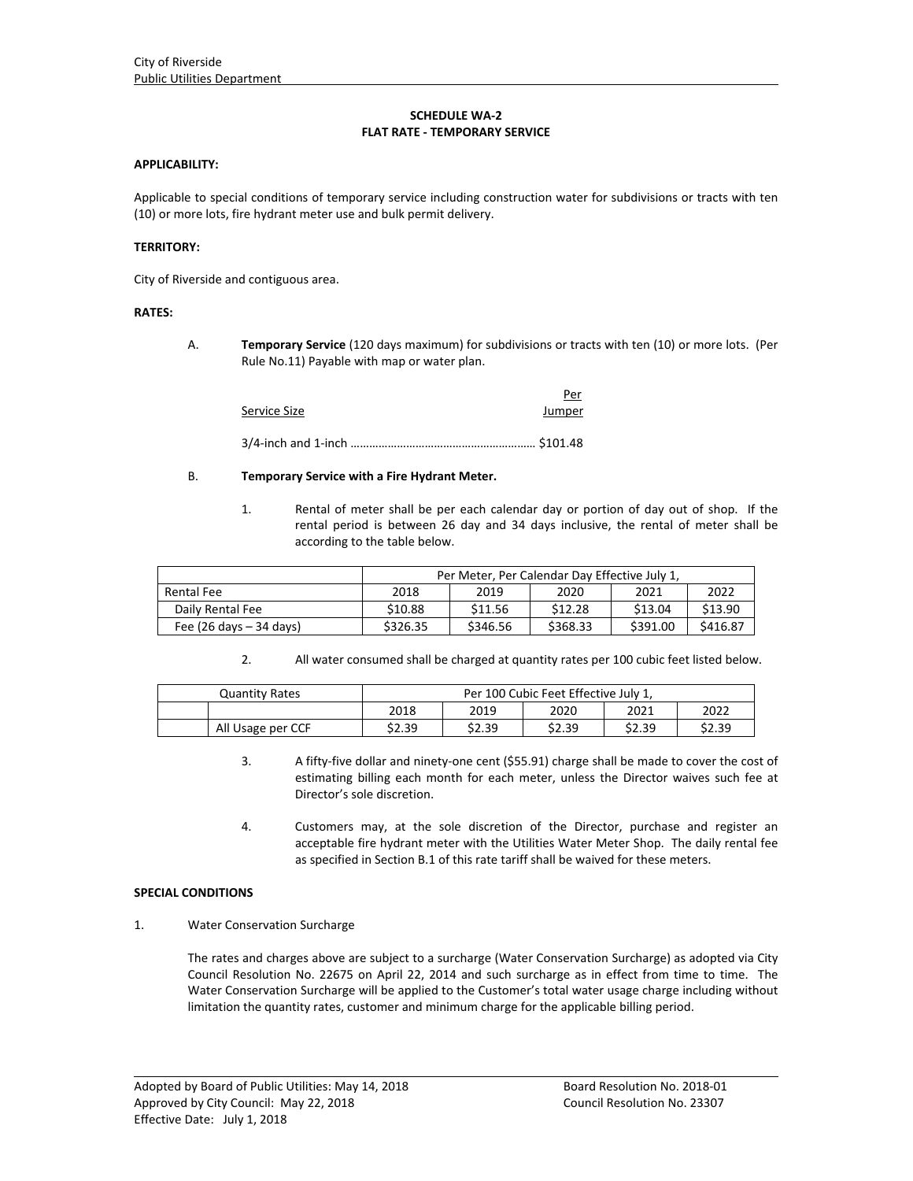City of Riverside
Public Utilities Department

## SCHEDULE WA-2
## FLAT RATE - TEMPORARY SERVICE

**APPLICABILITY:**

Applicable to special conditions of temporary service including construction water for subdivisions or tracts with ten (10) or more lots, fire hydrant meter use and bulk permit delivery.

**TERRITORY:**

City of Riverside and contiguous area.

**RATES:**

A. **Temporary Service** (120 days maximum) for subdivisions or tracts with ten (10) or more lots. (Per Rule No.11) Payable with map or water plan.

| Service Size | Per Jumper |
|---|---|
| 3/4-inch and 1-inch | $101.48 |

B. **Temporary Service with a Fire Hydrant Meter.**

1. Rental of meter shall be per each calendar day or portion of day out of shop. If the rental period is between 26 day and 34 days inclusive, the rental of meter shall be according to the table below.

| | Per Meter, Per Calendar Day Effective July 1, | | | | |
|---|---|---|---|---|---|
| Rental Fee | 2018 | 2019 | 2020 | 2021 | 2022 |
| Daily Rental Fee | $10.88 | $11.56 | $12.28 | $13.04 | $13.90 |
| Fee (26 days – 34 days) | $326.35 | $346.56 | $368.33 | $391.00 | $416.87 |

2. All water consumed shall be charged at quantity rates per 100 cubic feet listed below.

| Quantity Rates | | Per 100 Cubic Feet Effective July 1, | | | | |
|---|---|---|---|---|---|---|
| | | 2018 | 2019 | 2020 | 2021 | 2022 |
| | All Usage per CCF | $2.39 | $2.39 | $2.39 | $2.39 | $2.39 |

3. A fifty-five dollar and ninety-one cent ($55.91) charge shall be made to cover the cost of estimating billing each month for each meter, unless the Director waives such fee at Director's sole discretion.

4. Customers may, at the sole discretion of the Director, purchase and register an acceptable fire hydrant meter with the Utilities Water Meter Shop. The daily rental fee as specified in Section B.1 of this rate tariff shall be waived for these meters.

**SPECIAL CONDITIONS**

1. Water Conservation Surcharge

The rates and charges above are subject to a surcharge (Water Conservation Surcharge) as adopted via City Council Resolution No. 22675 on April 22, 2014 and such surcharge as in effect from time to time. The Water Conservation Surcharge will be applied to the Customer's total water usage charge including without limitation the quantity rates, customer and minimum charge for the applicable billing period.

Adopted by Board of Public Utilities: May 14, 2018 Board Resolution No. 2018-01
Approved by City Council: May 22, 2018 Council Resolution No. 23307
Effective Date: July 1, 2018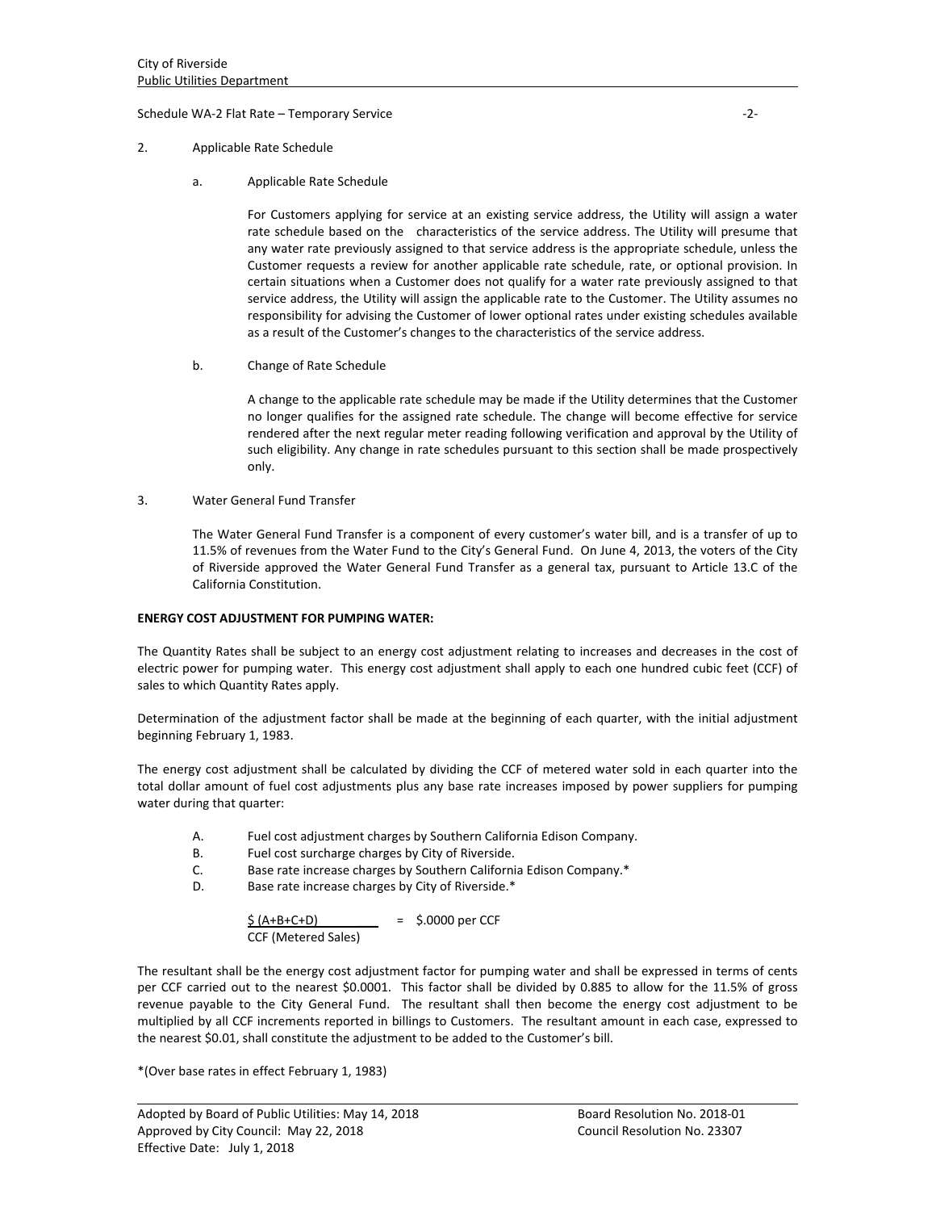Schedule WA-2 Flat Rate – Temporary Service

2. Applicable Rate Schedule

   a. Applicable Rate Schedule

      For Customers applying for service at an existing service address, the Utility will assign a water rate schedule based on the characteristics of the service address. The Utility will presume that any water rate previously assigned to that service address is the appropriate schedule, unless the Customer requests a review for another applicable rate schedule, rate, or optional provision. In certain situations when a Customer does not qualify for a water rate previously assigned to that service address, the Utility will assign the applicable rate to the Customer. The Utility assumes no responsibility for advising the Customer of lower optional rates under existing schedules available as a result of the Customer's changes to the characteristics of the service address.

   b. Change of Rate Schedule

      A change to the applicable rate schedule may be made if the Utility determines that the Customer no longer qualifies for the assigned rate schedule. The change will become effective for service rendered after the next regular meter reading following verification and approval by the Utility of such eligibility. Any change in rate schedules pursuant to this section shall be made prospectively only.

3. Water General Fund Transfer

   The Water General Fund Transfer is a component of every customer's water bill, and is a transfer of up to 11.5% of revenues from the Water Fund to the City's General Fund. On June 4, 2013, the voters of the City of Riverside approved the Water General Fund Transfer as a general tax, pursuant to Article 13.C of the California Constitution.

**ENERGY COST ADJUSTMENT FOR PUMPING WATER:**

The Quantity Rates shall be subject to an energy cost adjustment relating to increases and decreases in the cost of electric power for pumping water. This energy cost adjustment shall apply to each one hundred cubic feet (CCF) of sales to which Quantity Rates apply.

Determination of the adjustment factor shall be made at the beginning of each quarter, with the initial adjustment beginning February 1, 1983.

The energy cost adjustment shall be calculated by dividing the CCF of metered water sold in each quarter into the total dollar amount of fuel cost adjustments plus any base rate increases imposed by power suppliers for pumping water during that quarter:

A. Fuel cost adjustment charges by Southern California Edison Company.
B. Fuel cost surcharge charges by City of Riverside.
C. Base rate increase charges by Southern California Edison Company.*
D. Base rate increase charges by City of Riverside.*

$$\frac{\$\,(A+B+C+D)}{\text{CCF (Metered Sales)}} = \$.0000 \text{ per CCF}$$

The resultant shall be the energy cost adjustment factor for pumping water and shall be expressed in terms of cents per CCF carried out to the nearest $0.0001. This factor shall be divided by 0.885 to allow for the 11.5% of gross revenue payable to the City General Fund. The resultant shall then become the energy cost adjustment to be multiplied by all CCF increments reported in billings to Customers. The resultant amount in each case, expressed to the nearest $0.01, shall constitute the adjustment to be added to the Customer's bill.

*(Over base rates in effect February 1, 1983)

Adopted by Board of Public Utilities: May 14, 2018 — Board Resolution No. 2018-01
Approved by City Council: May 22, 2018 — Council Resolution No. 23307
Effective Date: July 1, 2018